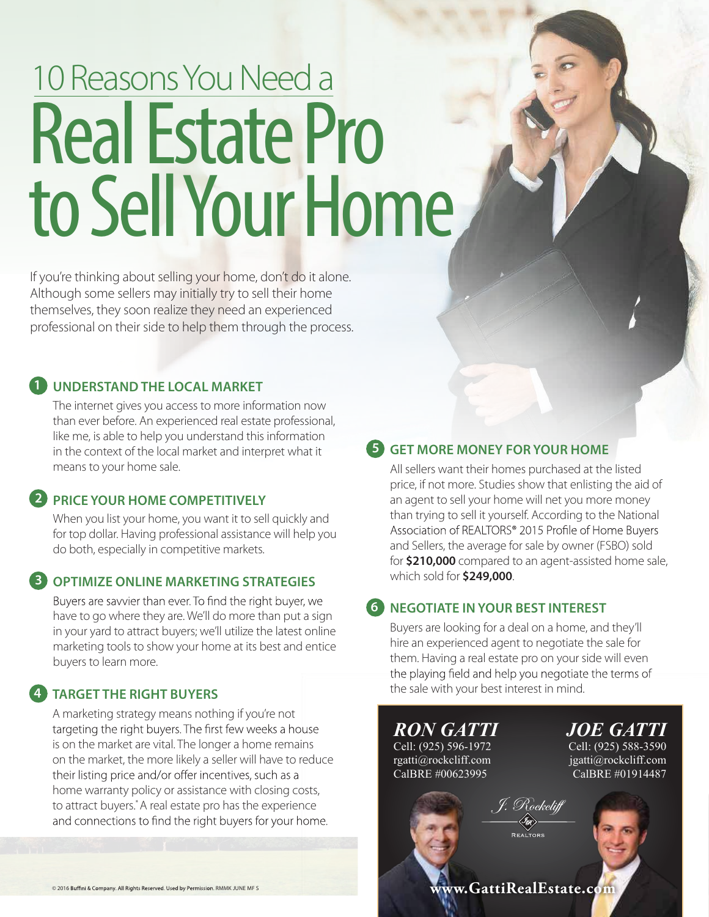# 10 Reasons You Need a Real Estate Pro to Sell Your Home

If you're thinking about selling your home, don't do it alone. Although some sellers may initially try to sell their home themselves, they soon realize they need an experienced professional on their side to help them through the process.

## 1 UNDERSTAND THE LOCAL MARKET

The internet gives you access to more information now than ever before. An experienced real estate professional, like me, is able to help you understand this information in the context of the local market and interpret what it means to your home sale.

## 2 PRICE YOUR HOME COMPETITIVELY

When you list your home, you want it to sell quickly and for top dollar. Having professional assistance will help you do both, especially in competitive markets.

## 3 OPTIMIZE ONLINE MARKETING STRATEGIES

Buyers are savvier than ever. To find the right buyer, we have to go where they are. We'll do more than put a sign in your yard to attract buyers; we'll utilize the latest online marketing tools to show your home at its best and entice buyers to learn more.

## 4 TARGET THE RIGHT BUYERS

A marketing strategy means nothing if you're not targeting the right buyers. The first few weeks a house is on the market are vital. The longer a home remains on the market, the more likely a seller will have to reduce their listing price and/or offer incentives, such as a home warranty policy or assistance with closing costs, to attract buyers.* A real estate pro has the experience and connections to find the right buyers for your home.

## 5 GET MORE MONEY FOR YOUR HOME

All sellers want their homes purchased at the listed price, if not more. Studies show that enlisting the aid of an agent to sell your home will net you more money than trying to sell it yourself. According to the National Association of REALTORS® 2015 Profile of Home Buyers and Sellers, the average for sale by owner (FSBO) sold for **$210,000** compared to an agent-assisted home sale, which sold for **$249,000**.

## 6 NEGOTIATE IN YOUR BEST INTEREST

Buyers are looking for a deal on a home, and they'll hire an experienced agent to negotiate the sale for them. Having a real estate pro on your side will even the playing field and help you negotiate the terms of the sale with your best interest in mind.

***RON GATTI***
Cell: (925) 596-1972
rgatti@rockcliff.com
CalBRE #00623995

***JOE GATTI***
Cell: (925) 588-3590
jgatti@rockcliff.com
CalBRE #01914487

J. Rockcliff REALTORS

www.GattiRealEstate.com

© 2016 Buffini & Company. All Rights Reserved. Used by Permission. RMMK JUNE MF S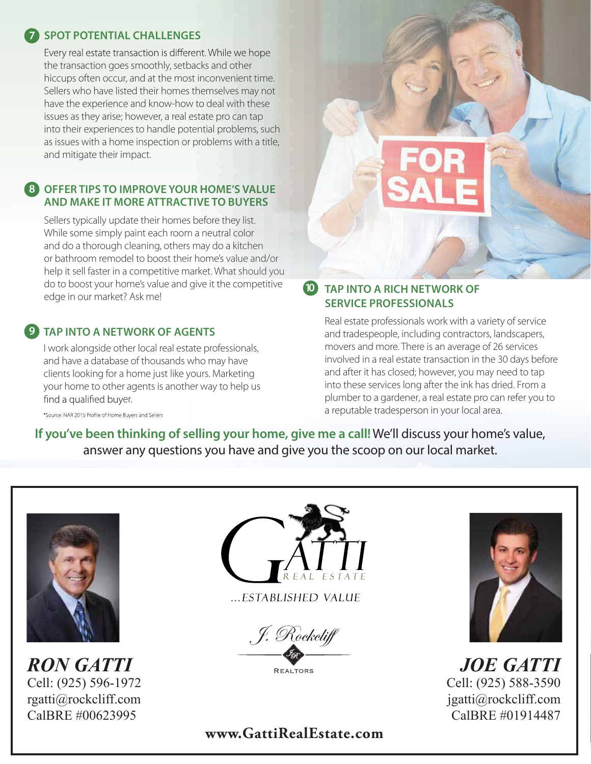## 7 SPOT POTENTIAL CHALLENGES

Every real estate transaction is different. While we hope the transaction goes smoothly, setbacks and other hiccups often occur, and at the most inconvenient time. Sellers who have listed their homes themselves may not have the experience and know-how to deal with these issues as they arise; however, a real estate pro can tap into their experiences to handle potential problems, such as issues with a home inspection or problems with a title, and mitigate their impact.

## 8 OFFER TIPS TO IMPROVE YOUR HOME'S VALUE AND MAKE IT MORE ATTRACTIVE TO BUYERS

Sellers typically update their homes before they list. While some simply paint each room a neutral color and do a thorough cleaning, others may do a kitchen or bathroom remodel to boost their home's value and/or help it sell faster in a competitive market. What should you do to boost your home's value and give it the competitive edge in our market? Ask me!

## 9 TAP INTO A NETWORK OF AGENTS

I work alongside other local real estate professionals, and have a database of thousands who may have clients looking for a home just like yours. Marketing your home to other agents is another way to help us find a qualified buyer.

*Source: NAR 2015 Profile of Home Buyers and Sellers

## 10 TAP INTO A RICH NETWORK OF SERVICE PROFESSIONALS

Real estate professionals work with a variety of service and tradespeople, including contractors, landscapers, movers and more. There is an average of 26 services involved in a real estate transaction in the 30 days before and after it has closed; however, you may need to tap into these services long after the ink has dried. From a plumber to a gardener, a real estate pro can refer you to a reputable tradesperson in your local area.

**If you've been thinking of selling your home, give me a call!** We'll discuss your home's value, answer any questions you have and give you the scoop on our local market.

***RON GATTI***
Cell: (925) 596-1972
rgatti@rockcliff.com
CalBRE #00623995

GATTI REAL ESTATE
...ESTABLISHED VALUE

J. Rockcliff
REALTORS

***JOE GATTI***
Cell: (925) 588-3590
jgatti@rockcliff.com
CalBRE #01914487

**www.GattiRealEstate.com**